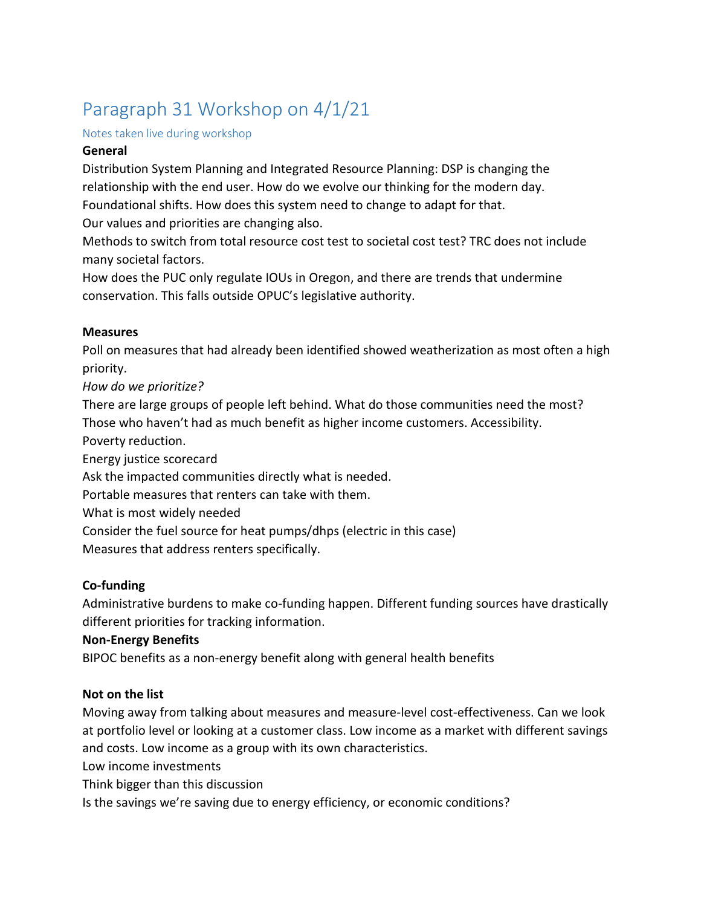# Paragraph 31 Workshop on 4/1/21

## Notes taken live during workshop

**General**

Distribution System Planning and Integrated Resource Planning: DSP is changing the relationship with the end user. How do we evolve our thinking for the modern day.

Foundational shifts. How does this system need to change to adapt for that.

Our values and priorities are changing also.

Methods to switch from total resource cost test to societal cost test? TRC does not include many societal factors.

How does the PUC only regulate IOUs in Oregon, and there are trends that undermine conservation. This falls outside OPUC's legislative authority.

**Measures**

Poll on measures that had already been identified showed weatherization as most often a high priority.

*How do we prioritize?*

There are large groups of people left behind. What do those communities need the most?

Those who haven't had as much benefit as higher income customers. Accessibility.

Poverty reduction.

Energy justice scorecard

Ask the impacted communities directly what is needed.

Portable measures that renters can take with them.

What is most widely needed

Consider the fuel source for heat pumps/dhps (electric in this case)

Measures that address renters specifically.

**Co-funding**

Administrative burdens to make co-funding happen. Different funding sources have drastically different priorities for tracking information.

**Non-Energy Benefits**

BIPOC benefits as a non-energy benefit along with general health benefits

**Not on the list**

Moving away from talking about measures and measure-level cost-effectiveness. Can we look at portfolio level or looking at a customer class. Low income as a market with different savings and costs. Low income as a group with its own characteristics.

Low income investments

Think bigger than this discussion

Is the savings we're saving due to energy efficiency, or economic conditions?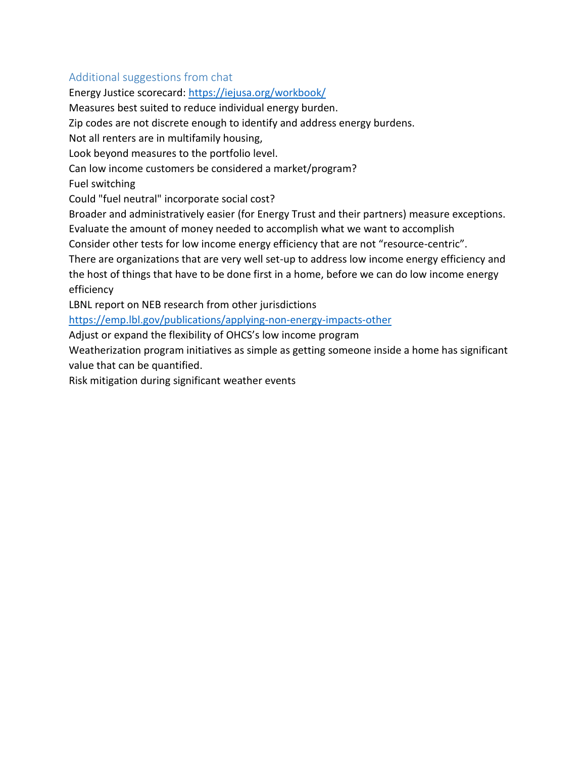## Additional suggestions from chat

Energy Justice scorecard: https://iejusa.org/workbook/

Measures best suited to reduce individual energy burden.

Zip codes are not discrete enough to identify and address energy burdens.

Not all renters are in multifamily housing,

Look beyond measures to the portfolio level.

Can low income customers be considered a market/program?

Fuel switching

Could "fuel neutral" incorporate social cost?

Broader and administratively easier (for Energy Trust and their partners) measure exceptions.

Evaluate the amount of money needed to accomplish what we want to accomplish

Consider other tests for low income energy efficiency that are not “resource-centric”.

There are organizations that are very well set-up to address low income energy efficiency and the host of things that have to be done first in a home, before we can do low income energy efficiency

LBNL report on NEB research from other jurisdictions https://emp.lbl.gov/publications/applying-non-energy-impacts-other

Adjust or expand the flexibility of OHCS’s low income program

Weatherization program initiatives as simple as getting someone inside a home has significant value that can be quantified.

Risk mitigation during significant weather events